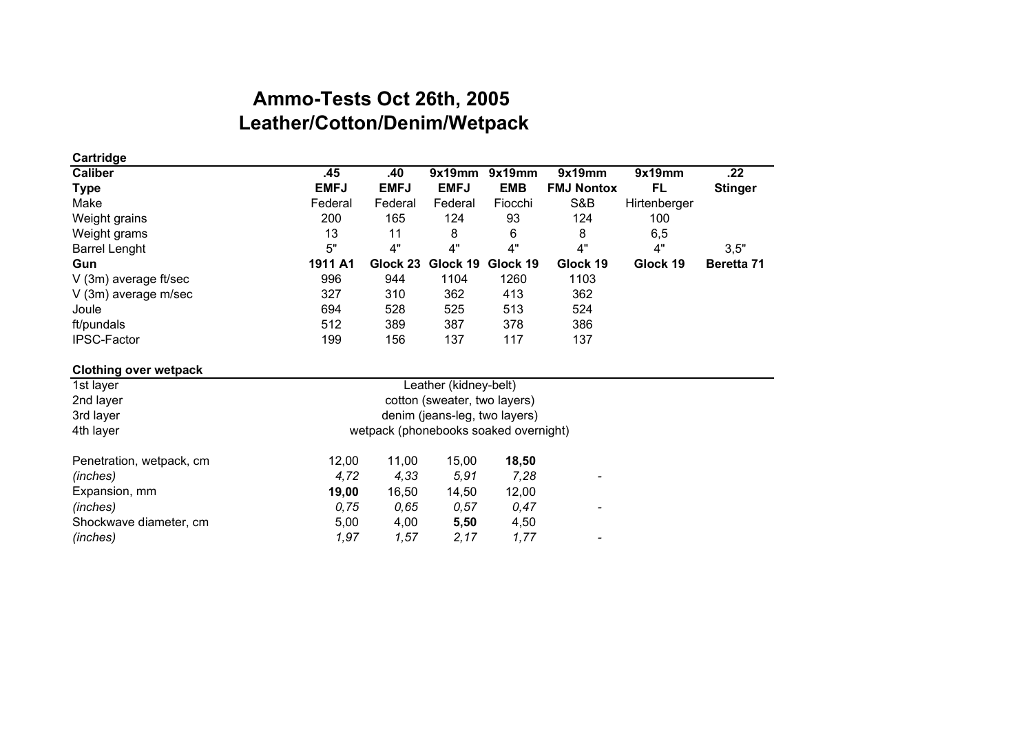# Ammo-Tests Oct 26th, 2005
# Leather/Cotton/Denim/Wetpack

**Cartridge**

| **Caliber** | **.45** | **.40** | **9x19mm** | **9x19mm** | **9x19mm** | **9x19mm** | **.22** |
|---|---|---|---|---|---|---|---|
| **Type** | **EMFJ** | **EMFJ** | **EMFJ** | **EMB** | **FMJ Nontox** | **FL** | **Stinger** |
| Make | Federal | Federal | Federal | Fiocchi | S&B | Hirtenberger | |
| Weight grains | 200 | 165 | 124 | 93 | 124 | 100 | |
| Weight grams | 13 | 11 | 8 | 6 | 8 | 6,5 | |
| Barrel Lenght | 5" | 4" | 4" | 4" | 4" | 4" | 3,5" |
| **Gun** | **1911 A1** | **Glock 23** | **Glock 19** | **Glock 19** | **Glock 19** | **Glock 19** | **Beretta 71** |
| V (3m) average ft/sec | 996 | 944 | 1104 | 1260 | 1103 | | |
| V (3m) average m/sec | 327 | 310 | 362 | 413 | 362 | | |
| Joule | 694 | 528 | 525 | 513 | 524 | | |
| ft/pundals | 512 | 389 | 387 | 378 | 386 | | |
| IPSC-Factor | 199 | 156 | 137 | 117 | 137 | | |

**Clothing over wetpack**

| | |
|---|---|
| 1st layer | Leather (kidney-belt) |
| 2nd layer | cotton (sweater, two layers) |
| 3rd layer | denim (jeans-leg, two layers) |
| 4th layer | wetpack (phonebooks soaked overnight) |

| | .45 | .40 | 9x19mm EMFJ | 9x19mm EMB | 9x19mm FMJ Nontox |
|---|---|---|---|---|---|
| Penetration, wetpack, cm | 12,00 | 11,00 | 15,00 | **18,50** | |
| *(inches)* | *4,72* | *4,33* | *5,91* | *7,28* | - |
| Expansion, mm | **19,00** | 16,50 | 14,50 | 12,00 | |
| *(inches)* | *0,75* | *0,65* | *0,57* | *0,47* | - |
| Shockwave diameter, cm | 5,00 | 4,00 | **5,50** | 4,50 | |
| *(inches)* | *1,97* | *1,57* | *2,17* | *1,77* | - |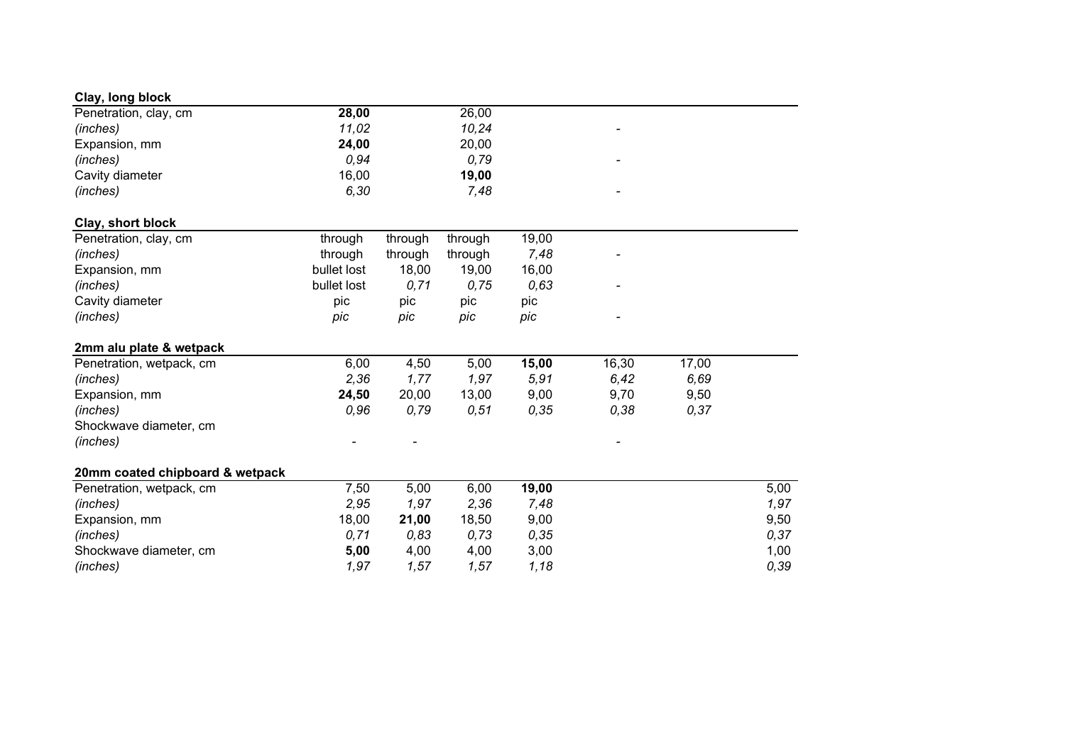**Clay, long block**

| | | | | | | | |
|---|---|---|---|---|---|---|---|
| Penetration, clay, cm | **28,00** | | 26,00 | | | | |
| *(inches)* | *11,02* | | *10,24* | | - | | |
| Expansion, mm | **24,00** | | 20,00 | | | | |
| *(inches)* | *0,94* | | *0,79* | | - | | |
| Cavity diameter | 16,00 | | **19,00** | | | | |
| *(inches)* | *6,30* | | *7,48* | | - | | |

**Clay, short block**

| | | | | | | | |
|---|---|---|---|---|---|---|---|
| Penetration, clay, cm | through | through | through | 19,00 | | | |
| *(inches)* | through | through | through | *7,48* | - | | |
| Expansion, mm | bullet lost | 18,00 | 19,00 | 16,00 | | | |
| *(inches)* | bullet lost | *0,71* | *0,75* | *0,63* | - | | |
| Cavity diameter | pic | pic | pic | pic | | | |
| *(inches)* | *pic* | *pic* | *pic* | *pic* | - | | |

**2mm alu plate & wetpack**

| | | | | | | | |
|---|---|---|---|---|---|---|---|
| Penetration, wetpack, cm | 6,00 | 4,50 | 5,00 | **15,00** | 16,30 | 17,00 | |
| *(inches)* | *2,36* | *1,77* | *1,97* | *5,91* | *6,42* | *6,69* | |
| Expansion, mm | **24,50** | 20,00 | 13,00 | 9,00 | 9,70 | 9,50 | |
| *(inches)* | *0,96* | *0,79* | *0,51* | *0,35* | *0,38* | *0,37* | |
| Shockwave diameter, cm | | | | | | | |
| *(inches)* | - | - | | | - | | |

**20mm coated chipboard & wetpack**

| | | | | | | | |
|---|---|---|---|---|---|---|---|
| Penetration, wetpack, cm | 7,50 | 5,00 | 6,00 | **19,00** | | | 5,00 |
| *(inches)* | *2,95* | *1,97* | *2,36* | *7,48* | | | *1,97* |
| Expansion, mm | 18,00 | **21,00** | 18,50 | 9,00 | | | 9,50 |
| *(inches)* | *0,71* | *0,83* | *0,73* | *0,35* | | | *0,37* |
| Shockwave diameter, cm | **5,00** | 4,00 | 4,00 | 3,00 | | | 1,00 |
| *(inches)* | *1,97* | *1,57* | *1,57* | *1,18* | | | *0,39* |